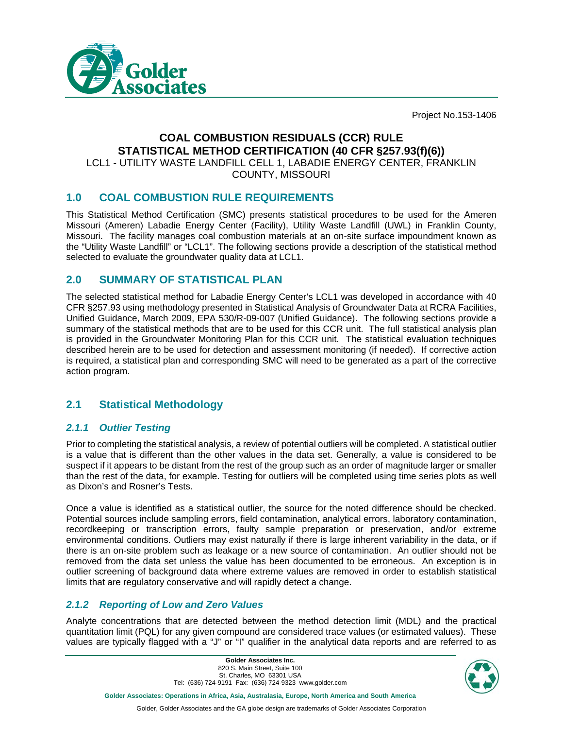Project No.153-1406

# COAL COMBUSTION RESIDUALS (CCR) RULE
# STATISTICAL METHOD CERTIFICATION (40 CFR §257.93(f)(6))

LCL1 - UTILITY WASTE LANDFILL CELL 1, LABADIE ENERGY CENTER, FRANKLIN COUNTY, MISSOURI

## 1.0 COAL COMBUSTION RULE REQUIREMENTS

This Statistical Method Certification (SMC) presents statistical procedures to be used for the Ameren Missouri (Ameren) Labadie Energy Center (Facility), Utility Waste Landfill (UWL) in Franklin County, Missouri. The facility manages coal combustion materials at an on-site surface impoundment known as the "Utility Waste Landfill" or "LCL1". The following sections provide a description of the statistical method selected to evaluate the groundwater quality data at LCL1.

## 2.0 SUMMARY OF STATISTICAL PLAN

The selected statistical method for Labadie Energy Center's LCL1 was developed in accordance with 40 CFR §257.93 using methodology presented in Statistical Analysis of Groundwater Data at RCRA Facilities, Unified Guidance, March 2009, EPA 530/R-09-007 (Unified Guidance). The following sections provide a summary of the statistical methods that are to be used for this CCR unit. The full statistical analysis plan is provided in the Groundwater Monitoring Plan for this CCR unit. The statistical evaluation techniques described herein are to be used for detection and assessment monitoring (if needed). If corrective action is required, a statistical plan and corresponding SMC will need to be generated as a part of the corrective action program.

## 2.1 Statistical Methodology

### *2.1.1 Outlier Testing*

Prior to completing the statistical analysis, a review of potential outliers will be completed. A statistical outlier is a value that is different than the other values in the data set. Generally, a value is considered to be suspect if it appears to be distant from the rest of the group such as an order of magnitude larger or smaller than the rest of the data, for example. Testing for outliers will be completed using time series plots as well as Dixon's and Rosner's Tests.

Once a value is identified as a statistical outlier, the source for the noted difference should be checked. Potential sources include sampling errors, field contamination, analytical errors, laboratory contamination, recordkeeping or transcription errors, faulty sample preparation or preservation, and/or extreme environmental conditions. Outliers may exist naturally if there is large inherent variability in the data, or if there is an on-site problem such as leakage or a new source of contamination. An outlier should not be removed from the data set unless the value has been documented to be erroneous. An exception is in outlier screening of background data where extreme values are removed in order to establish statistical limits that are regulatory conservative and will rapidly detect a change.

### *2.1.2 Reporting of Low and Zero Values*

Analyte concentrations that are detected between the method detection limit (MDL) and the practical quantitation limit (PQL) for any given compound are considered trace values (or estimated values). These values are typically flagged with a "J" or "I" qualifier in the analytical data reports and are referred to as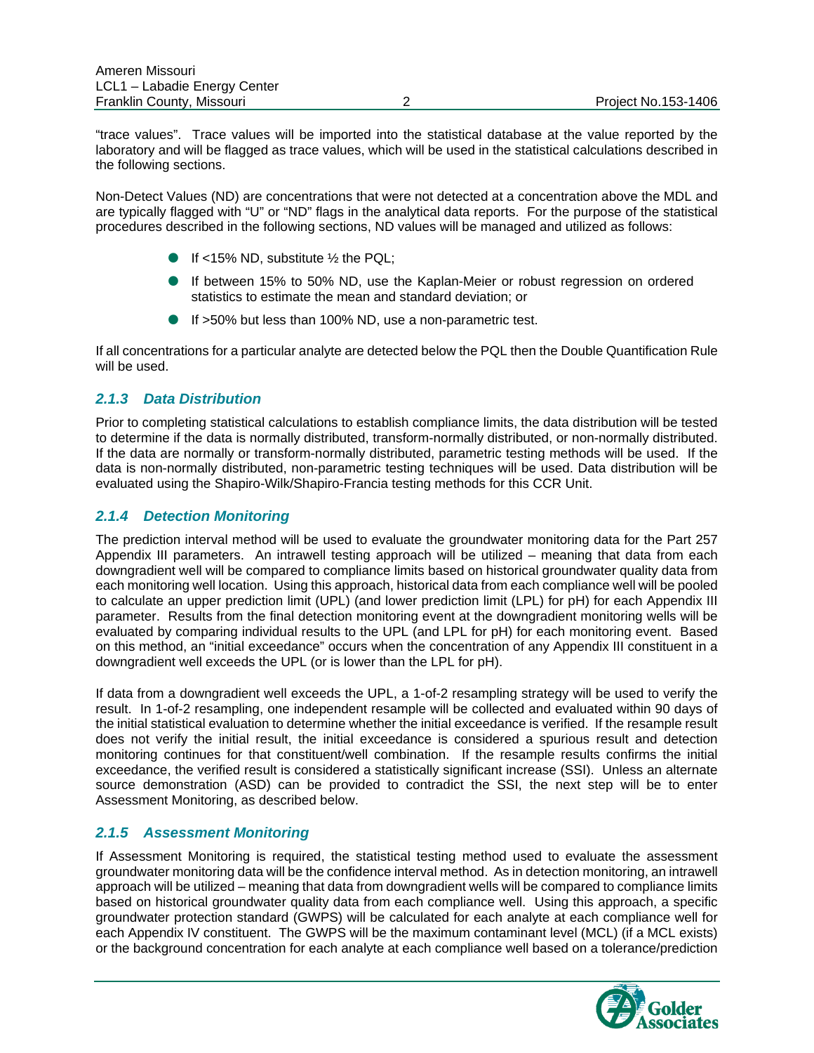"trace values". Trace values will be imported into the statistical database at the value reported by the laboratory and will be flagged as trace values, which will be used in the statistical calculations described in the following sections.

Non-Detect Values (ND) are concentrations that were not detected at a concentration above the MDL and are typically flagged with "U" or "ND" flags in the analytical data reports. For the purpose of the statistical procedures described in the following sections, ND values will be managed and utilized as follows:

- If <15% ND, substitute ½ the PQL;
- If between 15% to 50% ND, use the Kaplan-Meier or robust regression on ordered statistics to estimate the mean and standard deviation; or
- If >50% but less than 100% ND, use a non-parametric test.

If all concentrations for a particular analyte are detected below the PQL then the Double Quantification Rule will be used.

### *2.1.3 Data Distribution*

Prior to completing statistical calculations to establish compliance limits, the data distribution will be tested to determine if the data is normally distributed, transform-normally distributed, or non-normally distributed. If the data are normally or transform-normally distributed, parametric testing methods will be used. If the data is non-normally distributed, non-parametric testing techniques will be used. Data distribution will be evaluated using the Shapiro-Wilk/Shapiro-Francia testing methods for this CCR Unit.

### *2.1.4 Detection Monitoring*

The prediction interval method will be used to evaluate the groundwater monitoring data for the Part 257 Appendix III parameters. An intrawell testing approach will be utilized – meaning that data from each downgradient well will be compared to compliance limits based on historical groundwater quality data from each monitoring well location. Using this approach, historical data from each compliance well will be pooled to calculate an upper prediction limit (UPL) (and lower prediction limit (LPL) for pH) for each Appendix III parameter. Results from the final detection monitoring event at the downgradient monitoring wells will be evaluated by comparing individual results to the UPL (and LPL for pH) for each monitoring event. Based on this method, an "initial exceedance" occurs when the concentration of any Appendix III constituent in a downgradient well exceeds the UPL (or is lower than the LPL for pH).

If data from a downgradient well exceeds the UPL, a 1-of-2 resampling strategy will be used to verify the result. In 1-of-2 resampling, one independent resample will be collected and evaluated within 90 days of the initial statistical evaluation to determine whether the initial exceedance is verified. If the resample result does not verify the initial result, the initial exceedance is considered a spurious result and detection monitoring continues for that constituent/well combination. If the resample results confirms the initial exceedance, the verified result is considered a statistically significant increase (SSI). Unless an alternate source demonstration (ASD) can be provided to contradict the SSI, the next step will be to enter Assessment Monitoring, as described below.

### *2.1.5 Assessment Monitoring*

If Assessment Monitoring is required, the statistical testing method used to evaluate the assessment groundwater monitoring data will be the confidence interval method. As in detection monitoring, an intrawell approach will be utilized – meaning that data from downgradient wells will be compared to compliance limits based on historical groundwater quality data from each compliance well. Using this approach, a specific groundwater protection standard (GWPS) will be calculated for each analyte at each compliance well for each Appendix IV constituent. The GWPS will be the maximum contaminant level (MCL) (if a MCL exists) or the background concentration for each analyte at each compliance well based on a tolerance/prediction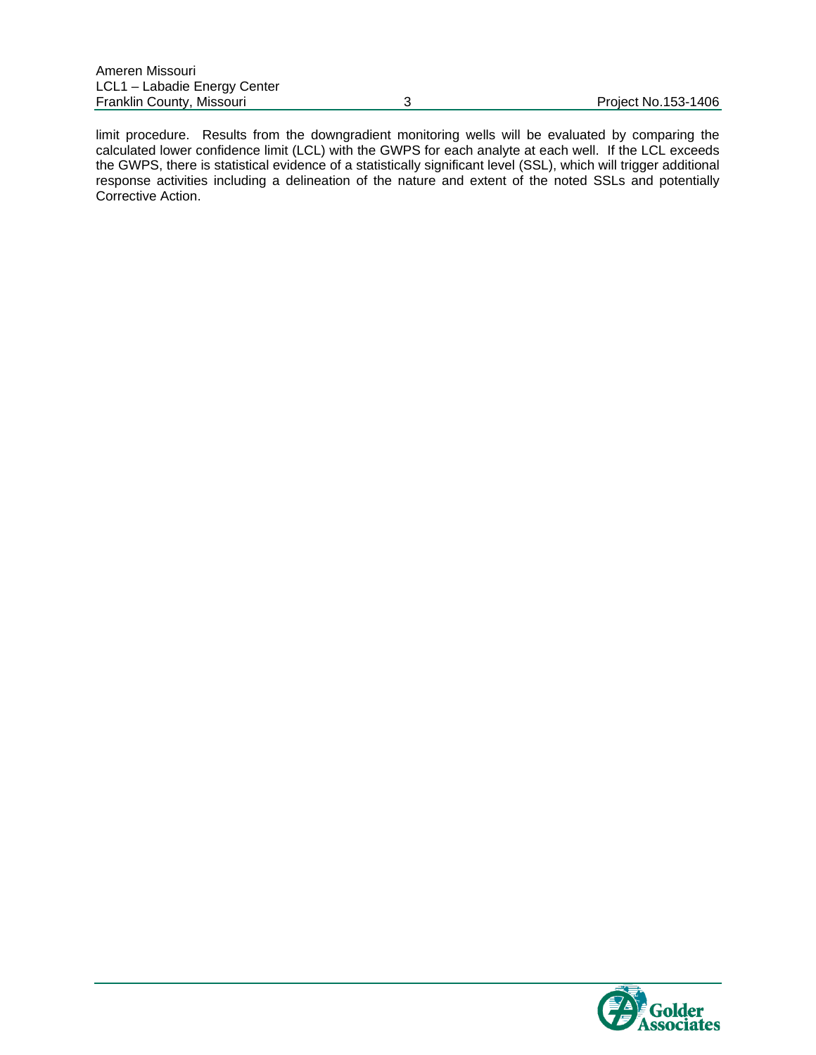limit procedure. Results from the downgradient monitoring wells will be evaluated by comparing the calculated lower confidence limit (LCL) with the GWPS for each analyte at each well. If the LCL exceeds the GWPS, there is statistical evidence of a statistically significant level (SSL), which will trigger additional response activities including a delineation of the nature and extent of the noted SSLs and potentially Corrective Action.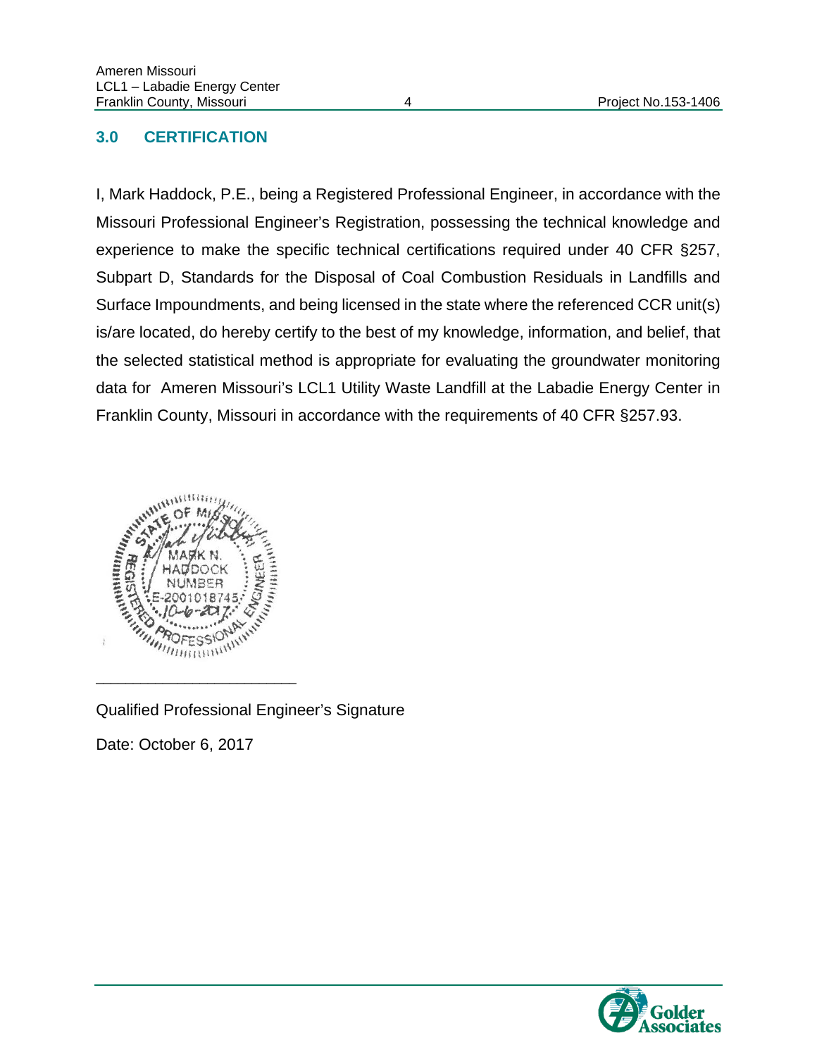## 3.0 CERTIFICATION

I, Mark Haddock, P.E., being a Registered Professional Engineer, in accordance with the Missouri Professional Engineer's Registration, possessing the technical knowledge and experience to make the specific technical certifications required under 40 CFR §257, Subpart D, Standards for the Disposal of Coal Combustion Residuals in Landfills and Surface Impoundments, and being licensed in the state where the referenced CCR unit(s) is/are located, do hereby certify to the best of my knowledge, information, and belief, that the selected statistical method is appropriate for evaluating the groundwater monitoring data for Ameren Missouri's LCL1 Utility Waste Landfill at the Labadie Energy Center in Franklin County, Missouri in accordance with the requirements of 40 CFR §257.93.

STATE OF MISSOURI
MARK N. HADDOCK
NUMBER
E-2001018745
10-6-2017
REGISTERED PROFESSIONAL ENGINEER

________________________

Qualified Professional Engineer's Signature

Date: October 6, 2017